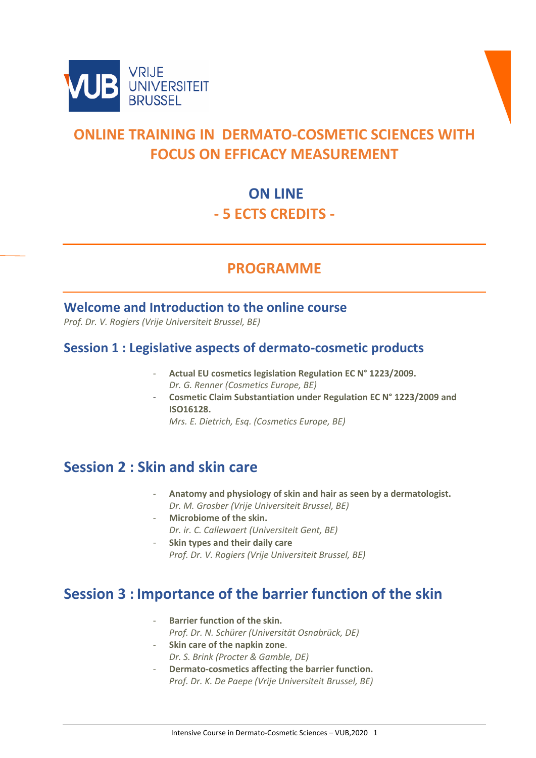VRIJE UNIVERSITEIT BRUSSEL

# ONLINE TRAINING IN DERMATO-COSMETIC SCIENCES WITH FOCUS ON EFFICACY MEASUREMENT

## ON LINE

## - 5 ECTS CREDITS -

## PROGRAMME

### Welcome and Introduction to the online course

*Prof. Dr. V. Rogiers (Vrije Universiteit Brussel, BE)*

### Session 1 : Legislative aspects of dermato-cosmetic products

- **Actual EU cosmetics legislation Regulation EC N° 1223/2009.**
  *Dr. G. Renner (Cosmetics Europe, BE)*
- **Cosmetic Claim Substantiation under Regulation EC N° 1223/2009 and ISO16128.**
  *Mrs. E. Dietrich, Esq. (Cosmetics Europe, BE)*

## Session 2 : Skin and skin care

- **Anatomy and physiology of skin and hair as seen by a dermatologist.**
  *Dr. M. Grosber (Vrije Universiteit Brussel, BE)*
- **Microbiome of the skin.**
  *Dr. ir. C. Callewaert (Universiteit Gent, BE)*
- **Skin types and their daily care**
  *Prof. Dr. V. Rogiers (Vrije Universiteit Brussel, BE)*

## Session 3 : Importance of the barrier function of the skin

- **Barrier function of the skin.**
  *Prof. Dr. N. Schürer (Universität Osnabrück, DE)*
- **Skin care of the napkin zone**.
  *Dr. S. Brink (Procter & Gamble, DE)*
- **Dermato-cosmetics affecting the barrier function.**
  *Prof. Dr. K. De Paepe (Vrije Universiteit Brussel, BE)*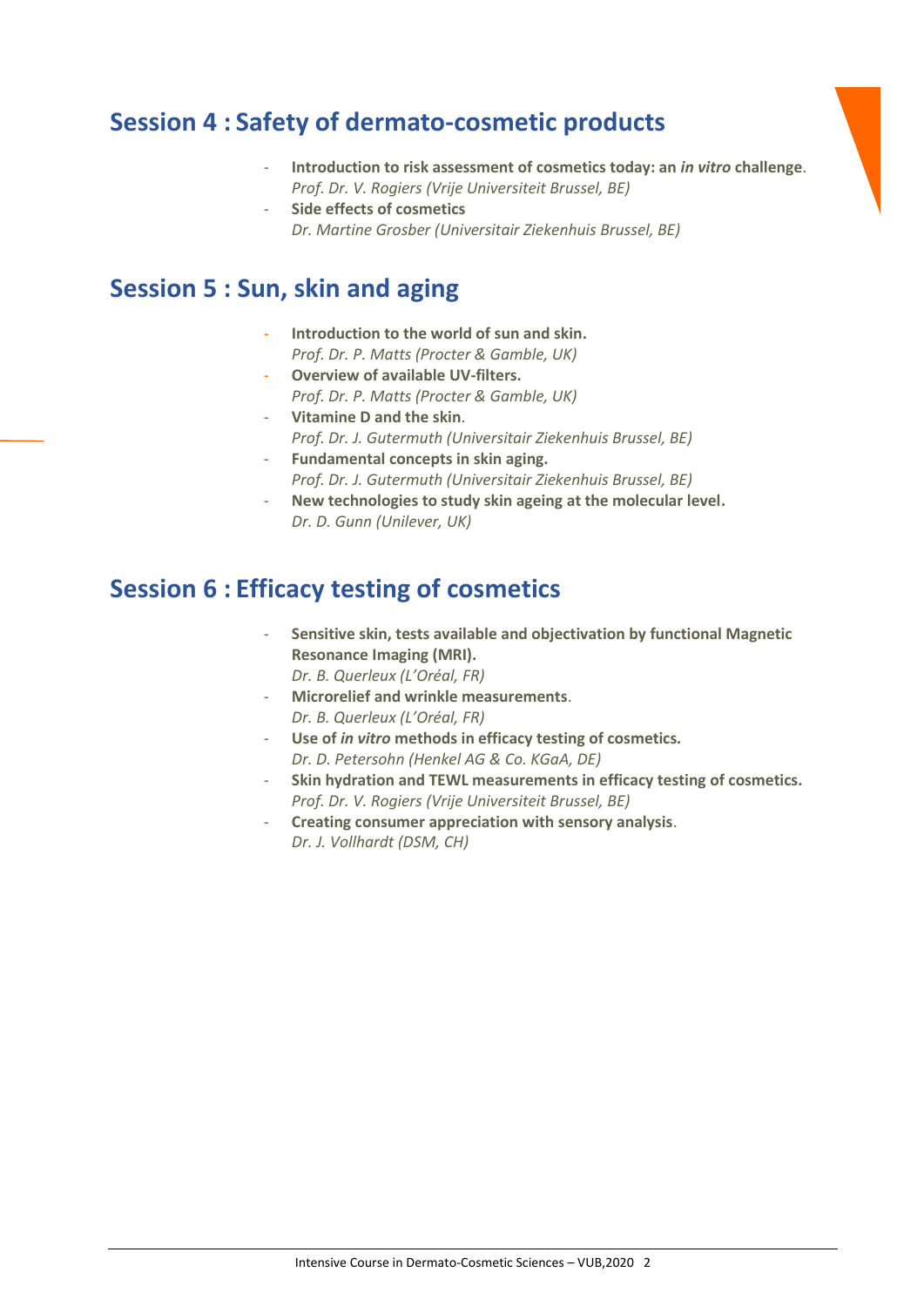## Session 4 : Safety of dermato-cosmetic products

- **Introduction to risk assessment of cosmetics today: an *in vitro* challenge**.
  *Prof. Dr. V. Rogiers (Vrije Universiteit Brussel, BE)*
- **Side effects of cosmetics**
  *Dr. Martine Grosber (Universitair Ziekenhuis Brussel, BE)*

## Session 5 : Sun, skin and aging

- **Introduction to the world of sun and skin.**
  *Prof. Dr. P. Matts (Procter & Gamble, UK)*
- **Overview of available UV-filters.**
  *Prof. Dr. P. Matts (Procter & Gamble, UK)*
- **Vitamine D and the skin**.
  *Prof. Dr. J. Gutermuth (Universitair Ziekenhuis Brussel, BE)*
- **Fundamental concepts in skin aging.**
  *Prof. Dr. J. Gutermuth (Universitair Ziekenhuis Brussel, BE)*
- **New technologies to study skin ageing at the molecular level.**
  *Dr. D. Gunn (Unilever, UK)*

## Session 6 : Efficacy testing of cosmetics

- **Sensitive skin, tests available and objectivation by functional Magnetic Resonance Imaging (MRI).**
  *Dr. B. Querleux (L'Oréal, FR)*
- **Microrelief and wrinkle measurements**.
  *Dr. B. Querleux (L'Oréal, FR)*
- **Use of *in vitro* methods in efficacy testing of cosmetics.**
  *Dr. D. Petersohn (Henkel AG & Co. KGaA, DE)*
- **Skin hydration and TEWL measurements in efficacy testing of cosmetics.**
  *Prof. Dr. V. Rogiers (Vrije Universiteit Brussel, BE)*
- **Creating consumer appreciation with sensory analysis**.
  *Dr. J. Vollhardt (DSM, CH)*